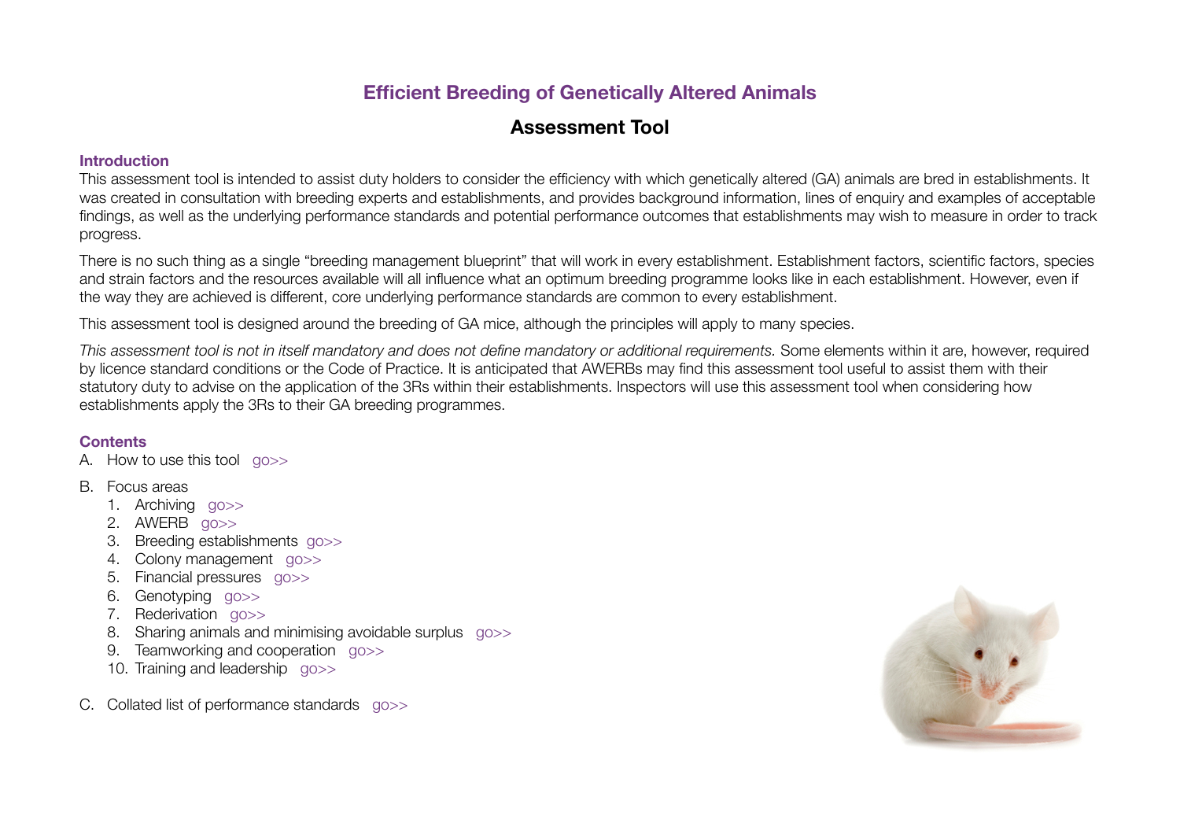# Efficient Breeding of Genetically Altered Animals

## Assessment Tool

### Introduction

This assessment tool is intended to assist duty holders to consider the efficiency with which genetically altered (GA) animals are bred in establishments. It was created in consultation with breeding experts and establishments, and provides background information, lines of enquiry and examples of acceptable findings, as well as the underlying performance standards and potential performance outcomes that establishments may wish to measure in order to track progress.

There is no such thing as a single "breeding management blueprint" that will work in every establishment. Establishment factors, scientific factors, species and strain factors and the resources available will all influence what an optimum breeding programme looks like in each establishment. However, even if the way they are achieved is different, core underlying performance standards are common to every establishment.

This assessment tool is designed around the breeding of GA mice, although the principles will apply to many species.

*This assessment tool is not in itself mandatory and does not define mandatory or additional requirements.* Some elements within it are, however, required by licence standard conditions or the Code of Practice. It is anticipated that AWERBs may find this assessment tool useful to assist them with their statutory duty to advise on the application of the 3Rs within their establishments. Inspectors will use this assessment tool when considering how establishments apply the 3Rs to their GA breeding programmes.

### Contents

A. How to use this tool go>>

B. Focus areas
   1. Archiving go>>
   2. AWERB go>>
   3. Breeding establishments go>>
   4. Colony management go>>
   5. Financial pressures go>>
   6. Genotyping go>>
   7. Rederivation go>>
   8. Sharing animals and minimising avoidable surplus go>>
   9. Teamworking and cooperation go>>
   10. Training and leadership go>>

C. Collated list of performance standards go>>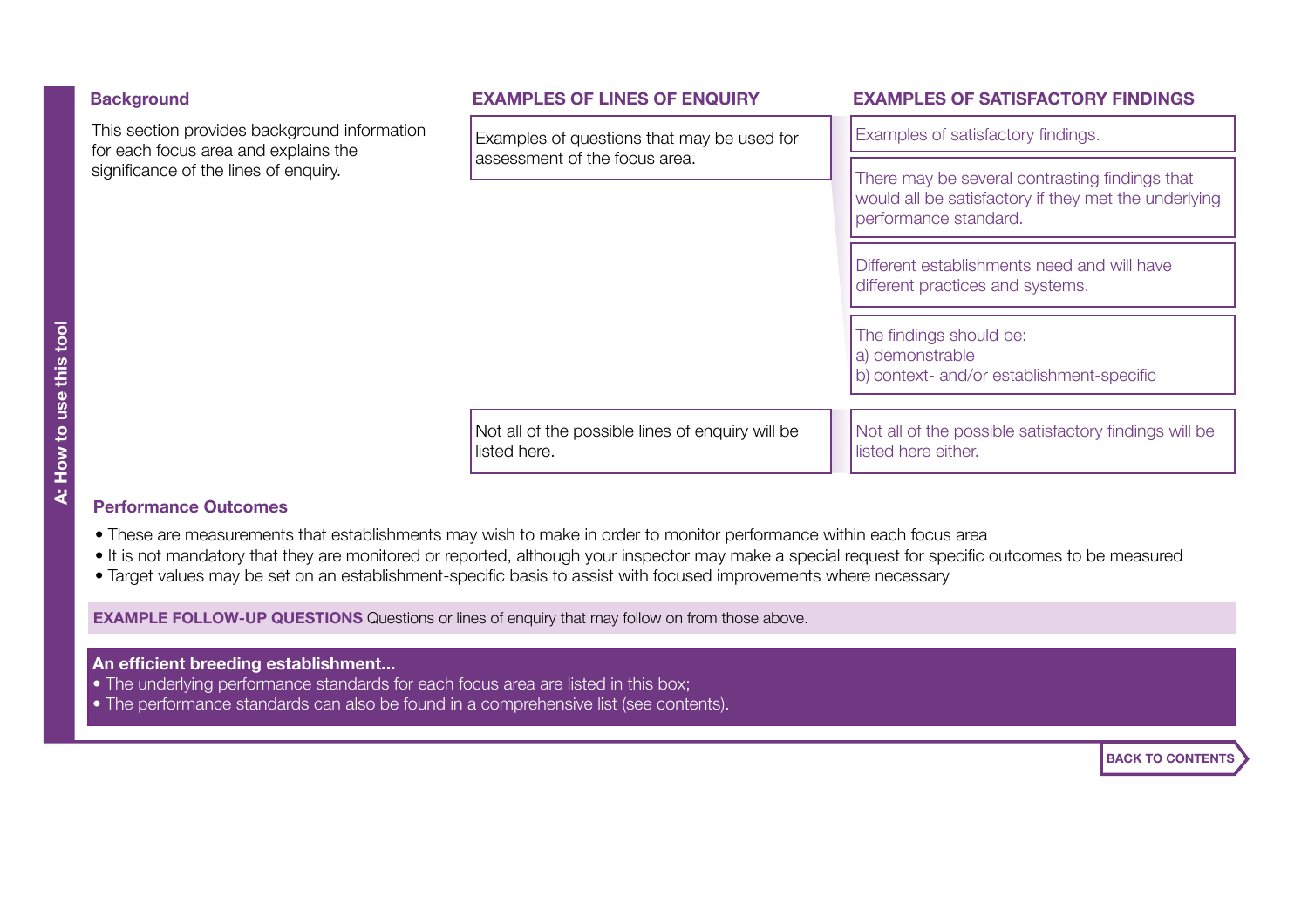## Background

This section provides background information for each focus area and explains the significance of the lines of enquiry.

## EXAMPLES OF LINES OF ENQUIRY

Examples of questions that may be used for assessment of the focus area.

Not all of the possible lines of enquiry will be listed here.

## EXAMPLES OF SATISFACTORY FINDINGS

Examples of satisfactory findings.

There may be several contrasting findings that would all be satisfactory if they met the underlying performance standard.

Different establishments need and will have different practices and systems.

The findings should be:
a) demonstrable
b) context- and/or establishment-specific

Not all of the possible satisfactory findings will be listed here either.

## Performance Outcomes

- These are measurements that establishments may wish to make in order to monitor performance within each focus area
- It is not mandatory that they are monitored or reported, although your inspector may make a special request for specific outcomes to be measured
- Target values may be set on an establishment-specific basis to assist with focused improvements where necessary

**EXAMPLE FOLLOW-UP QUESTIONS** Questions or lines of enquiry that may follow on from those above.

**An efficient breeding establishment...**

- The underlying performance standards for each focus area are listed in this box;
- The performance standards can also be found in a comprehensive list (see contents).

BACK TO CONTENTS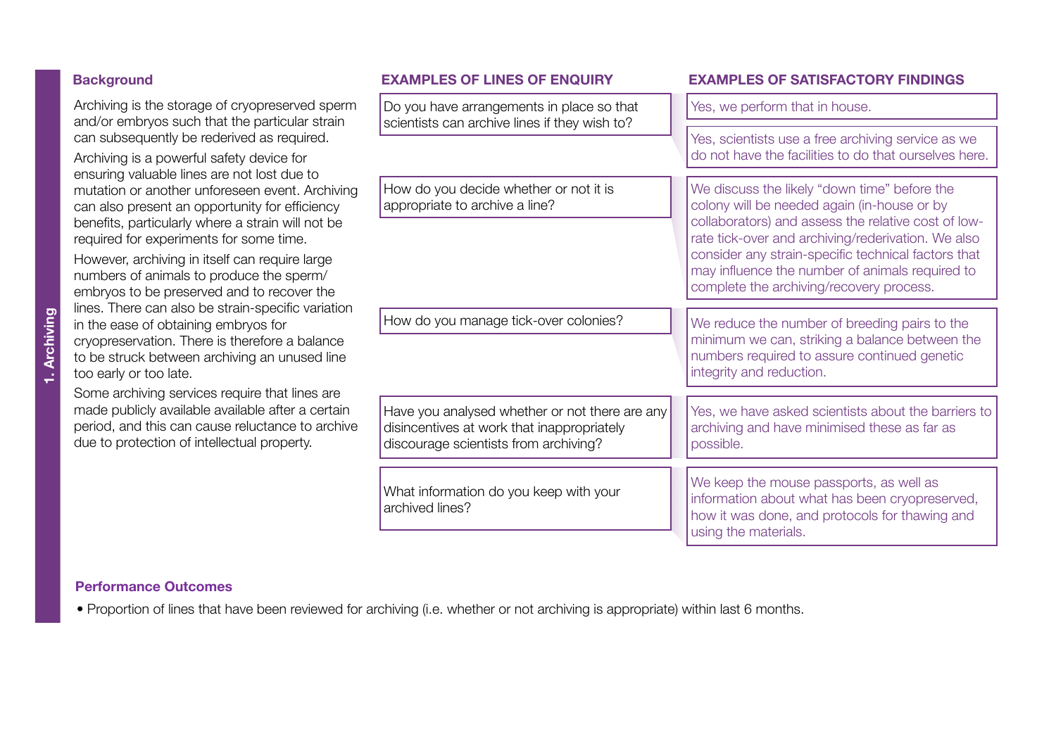## 1. Archiving

### Background

Archiving is the storage of cryopreserved sperm and/or embryos such that the particular strain can subsequently be rederived as required.

Archiving is a powerful safety device for ensuring valuable lines are not lost due to mutation or another unforeseen event. Archiving can also present an opportunity for efficiency benefits, particularly where a strain will not be required for experiments for some time.

However, archiving in itself can require large numbers of animals to produce the sperm/embryos to be preserved and to recover the lines. There can also be strain-specific variation in the ease of obtaining embryos for cryopreservation. There is therefore a balance to be struck between archiving an unused line too early or too late.

Some archiving services require that lines are made publicly available available after a certain period, and this can cause reluctance to archive due to protection of intellectual property.

| EXAMPLES OF LINES OF ENQUIRY | EXAMPLES OF SATISFACTORY FINDINGS |
|---|---|
| Do you have arrangements in place so that scientists can archive lines if they wish to? | Yes, we perform that in house. |
| | Yes, scientists use a free archiving service as we do not have the facilities to do that ourselves here. |
| How do you decide whether or not it is appropriate to archive a line? | We discuss the likely "down time" before the colony will be needed again (in-house or by collaborators) and assess the relative cost of low-rate tick-over and archiving/rederivation. We also consider any strain-specific technical factors that may influence the number of animals required to complete the archiving/recovery process. |
| How do you manage tick-over colonies? | We reduce the number of breeding pairs to the minimum we can, striking a balance between the numbers required to assure continued genetic integrity and reduction. |
| Have you analysed whether or not there are any disincentives at work that inappropriately discourage scientists from archiving? | Yes, we have asked scientists about the barriers to archiving and have minimised these as far as possible. |
| What information do you keep with your archived lines? | We keep the mouse passports, as well as information about what has been cryopreserved, how it was done, and protocols for thawing and using the materials. |

### Performance Outcomes

- Proportion of lines that have been reviewed for archiving (i.e. whether or not archiving is appropriate) within last 6 months.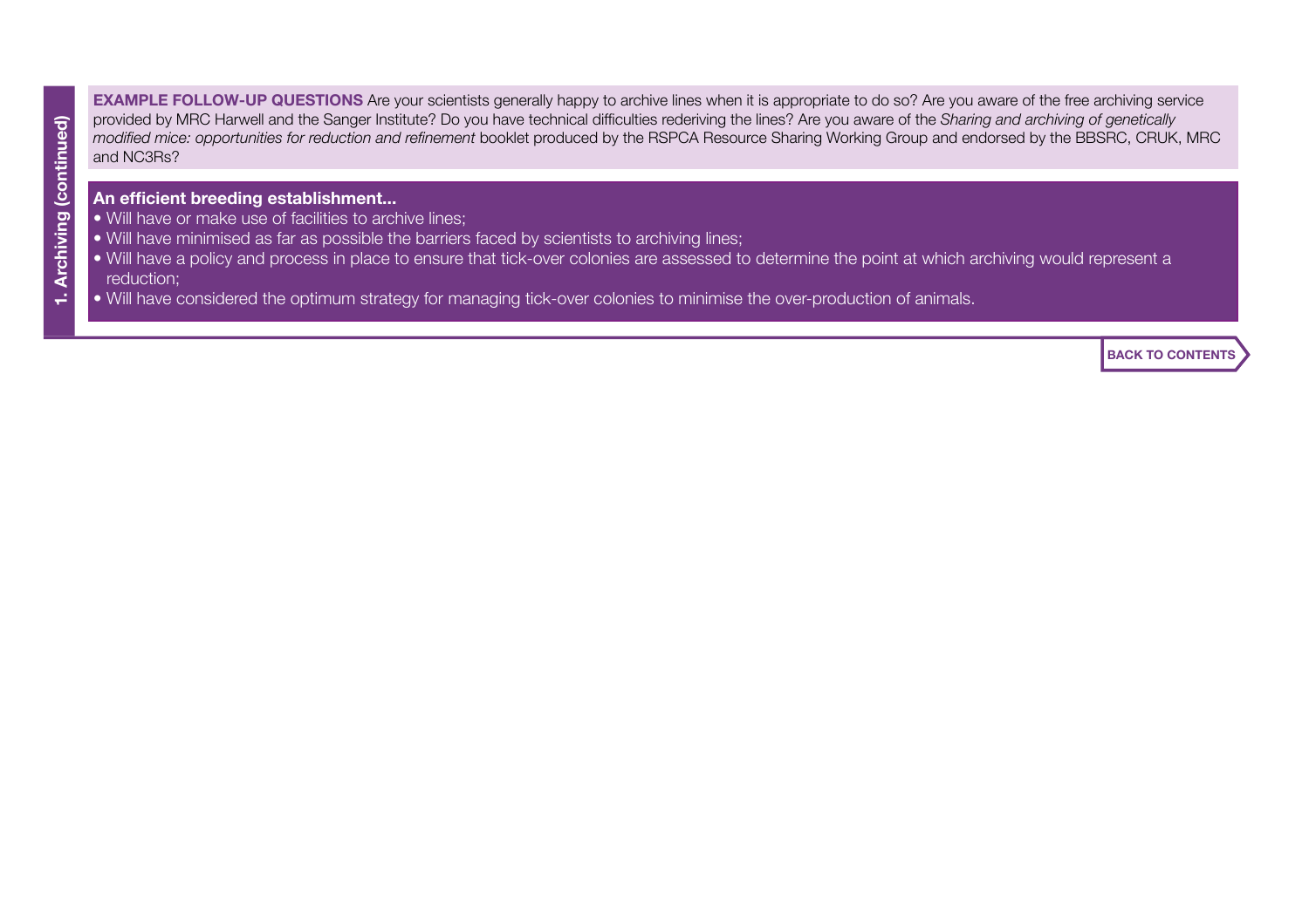**EXAMPLE FOLLOW-UP QUESTIONS** Are your scientists generally happy to archive lines when it is appropriate to do so? Are you aware of the free archiving service provided by MRC Harwell and the Sanger Institute? Do you have technical difficulties rederiving the lines? Are you aware of the *Sharing and archiving of genetically modified mice: opportunities for reduction and refinement* booklet produced by the RSPCA Resource Sharing Working Group and endorsed by the BBSRC, CRUK, MRC and NC3Rs?

**An efficient breeding establishment...**

- Will have or make use of facilities to archive lines;
- Will have minimised as far as possible the barriers faced by scientists to archiving lines;
- Will have a policy and process in place to ensure that tick-over colonies are assessed to determine the point at which archiving would represent a reduction;
- Will have considered the optimum strategy for managing tick-over colonies to minimise the over-production of animals.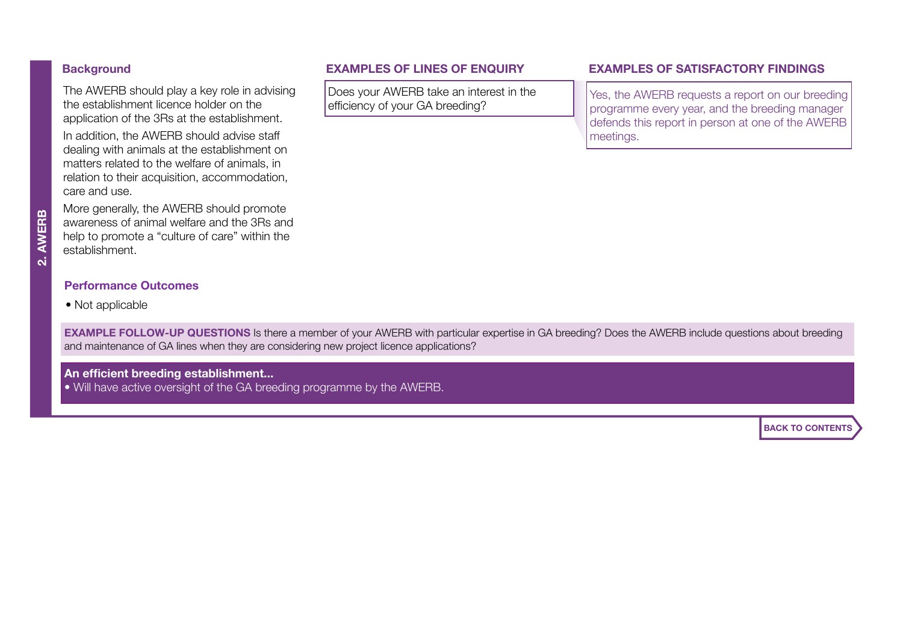## 2. AWERB

### Background

The AWERB should play a key role in advising the establishment licence holder on the application of the 3Rs at the establishment.

In addition, the AWERB should advise staff dealing with animals at the establishment on matters related to the welfare of animals, in relation to their acquisition, accommodation, care and use.

More generally, the AWERB should promote awareness of animal welfare and the 3Rs and help to promote a "culture of care" within the establishment.

### Performance Outcomes

- Not applicable

| EXAMPLES OF LINES OF ENQUIRY | EXAMPLES OF SATISFACTORY FINDINGS |
| --- | --- |
| Does your AWERB take an interest in the efficiency of your GA breeding? | Yes, the AWERB requests a report on our breeding programme every year, and the breeding manager defends this report in person at one of the AWERB meetings. |

**EXAMPLE FOLLOW-UP QUESTIONS** Is there a member of your AWERB with particular expertise in GA breeding? Does the AWERB include questions about breeding and maintenance of GA lines when they are considering new project licence applications?

**An efficient breeding establishment...**

- Will have active oversight of the GA breeding programme by the AWERB.

BACK TO CONTENTS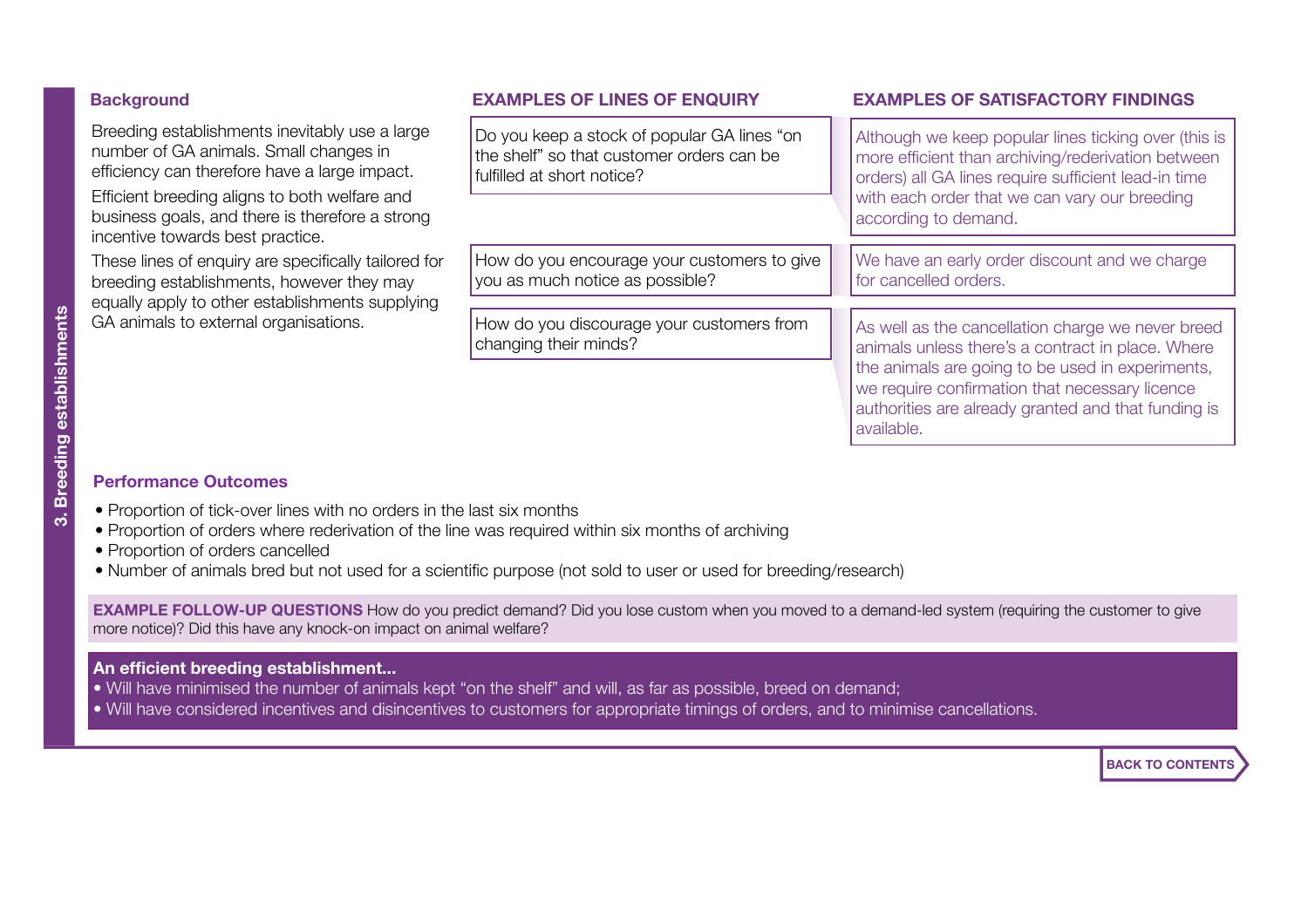## Background

Breeding establishments inevitably use a large number of GA animals. Small changes in efficiency can therefore have a large impact.

Efficient breeding aligns to both welfare and business goals, and there is therefore a strong incentive towards best practice.

These lines of enquiry are specifically tailored for breeding establishments, however they may equally apply to other establishments supplying GA animals to external organisations.

| EXAMPLES OF LINES OF ENQUIRY | EXAMPLES OF SATISFACTORY FINDINGS |
|---|---|
| Do you keep a stock of popular GA lines "on the shelf" so that customer orders can be fulfilled at short notice? | Although we keep popular lines ticking over (this is more efficient than archiving/rederivation between orders) all GA lines require sufficient lead-in time with each order that we can vary our breeding according to demand. |
| How do you encourage your customers to give you as much notice as possible? | We have an early order discount and we charge for cancelled orders. |
| How do you discourage your customers from changing their minds? | As well as the cancellation charge we never breed animals unless there's a contract in place. Where the animals are going to be used in experiments, we require confirmation that necessary licence authorities are already granted and that funding is available. |

## Performance Outcomes

- Proportion of tick-over lines with no orders in the last six months
- Proportion of orders where rederivation of the line was required within six months of archiving
- Proportion of orders cancelled
- Number of animals bred but not used for a scientific purpose (not sold to user or used for breeding/research)

**EXAMPLE FOLLOW-UP QUESTIONS** How do you predict demand? Did you lose custom when you moved to a demand-led system (requiring the customer to give more notice)? Did this have any knock-on impact on animal welfare?

**An efficient breeding establishment...**

- Will have minimised the number of animals kept "on the shelf" and will, as far as possible, breed on demand;
- Will have considered incentives and disincentives to customers for appropriate timings of orders, and to minimise cancellations.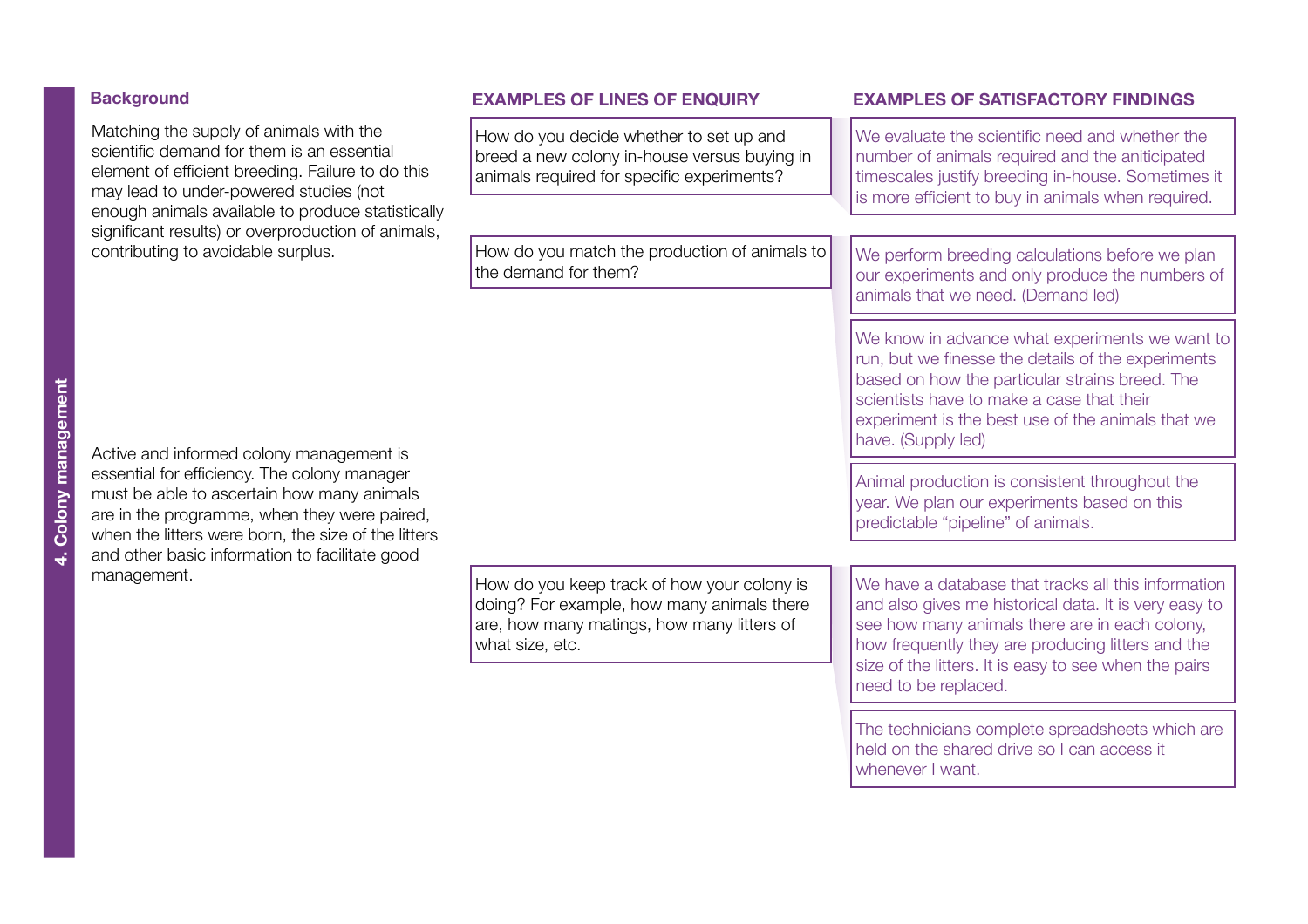# 4. Colony management

### Background

Matching the supply of animals with the scientific demand for them is an essential element of efficient breeding. Failure to do this may lead to under-powered studies (not enough animals available to produce statistically significant results) or overproduction of animals, contributing to avoidable surplus.

Active and informed colony management is essential for efficiency. The colony manager must be able to ascertain how many animals are in the programme, when they were paired, when the litters were born, the size of the litters and other basic information to facilitate good management.

| EXAMPLES OF LINES OF ENQUIRY | EXAMPLES OF SATISFACTORY FINDINGS |
| --- | --- |
| How do you decide whether to set up and breed a new colony in-house versus buying in animals required for specific experiments? | We evaluate the scientific need and whether the number of animals required and the aniticipated timescales justify breeding in-house. Sometimes it is more efficient to buy in animals when required. |
| How do you match the production of animals to the demand for them? | We perform breeding calculations before we plan our experiments and only produce the numbers of animals that we need. (Demand led) |
| | We know in advance what experiments we want to run, but we finesse the details of the experiments based on how the particular strains breed. The scientists have to make a case that their experiment is the best use of the animals that we have. (Supply led) |
| | Animal production is consistent throughout the year. We plan our experiments based on this predictable "pipeline" of animals. |
| How do you keep track of how your colony is doing? For example, how many animals there are, how many matings, how many litters of what size, etc. | We have a database that tracks all this information and also gives me historical data. It is very easy to see how many animals there are in each colony, how frequently they are producing litters and the size of the litters. It is easy to see when the pairs need to be replaced. |
| | The technicians complete spreadsheets which are held on the shared drive so I can access it whenever I want. |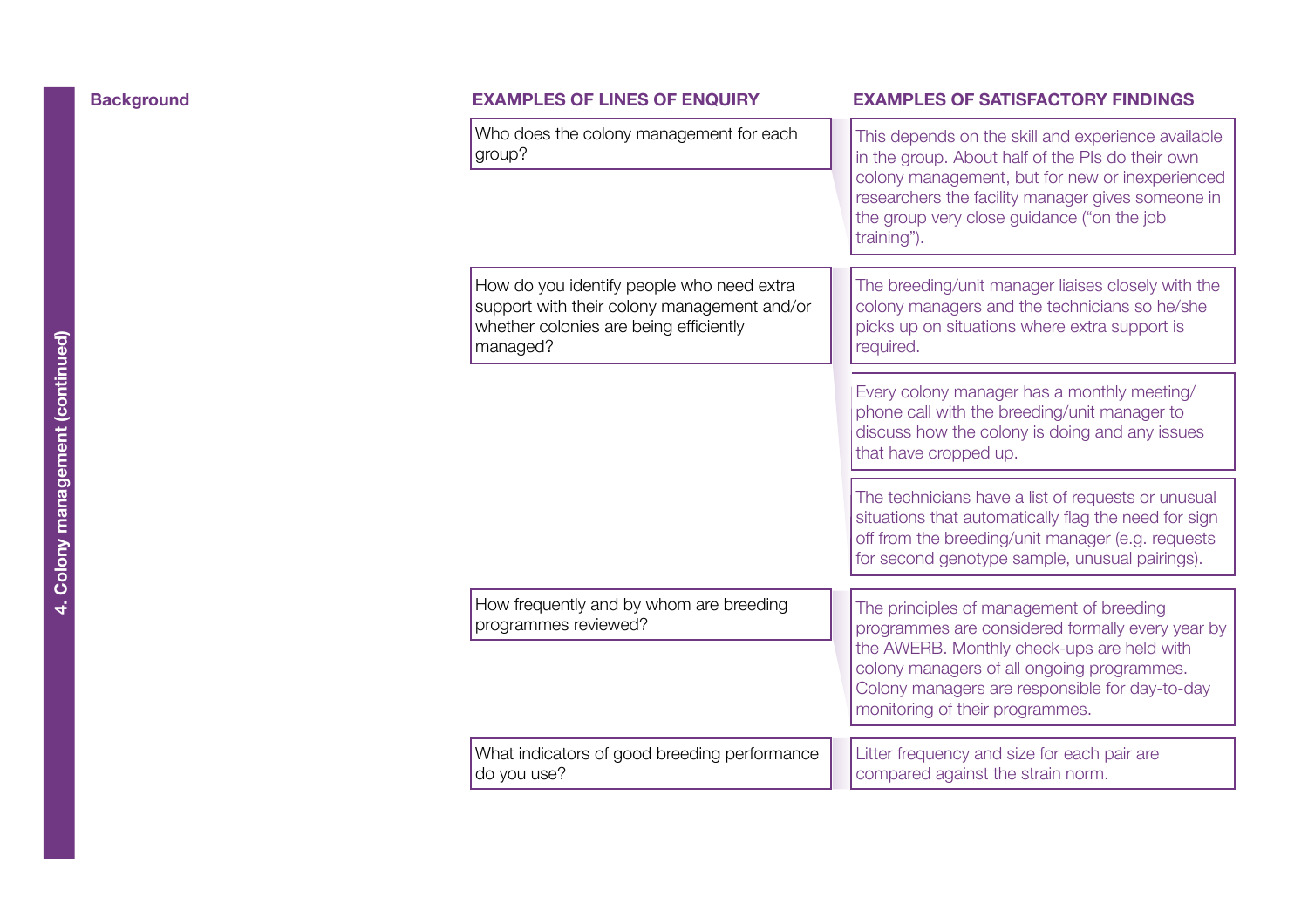## 4. Colony management (continued)

**Background**

| EXAMPLES OF LINES OF ENQUIRY | EXAMPLES OF SATISFACTORY FINDINGS |
|---|---|
| Who does the colony management for each group? | This depends on the skill and experience available in the group. About half of the PIs do their own colony management, but for new or inexperienced researchers the facility manager gives someone in the group very close guidance ("on the job training"). |
| How do you identify people who need extra support with their colony management and/or whether colonies are being efficiently managed? | The breeding/unit manager liaises closely with the colony managers and the technicians so he/she picks up on situations where extra support is required. |
| | Every colony manager has a monthly meeting/ phone call with the breeding/unit manager to discuss how the colony is doing and any issues that have cropped up. |
| | The technicians have a list of requests or unusual situations that automatically flag the need for sign off from the breeding/unit manager (e.g. requests for second genotype sample, unusual pairings). |
| How frequently and by whom are breeding programmes reviewed? | The principles of management of breeding programmes are considered formally every year by the AWERB. Monthly check-ups are held with colony managers of all ongoing programmes. Colony managers are responsible for day-to-day monitoring of their programmes. |
| What indicators of good breeding performance do you use? | Litter frequency and size for each pair are compared against the strain norm. |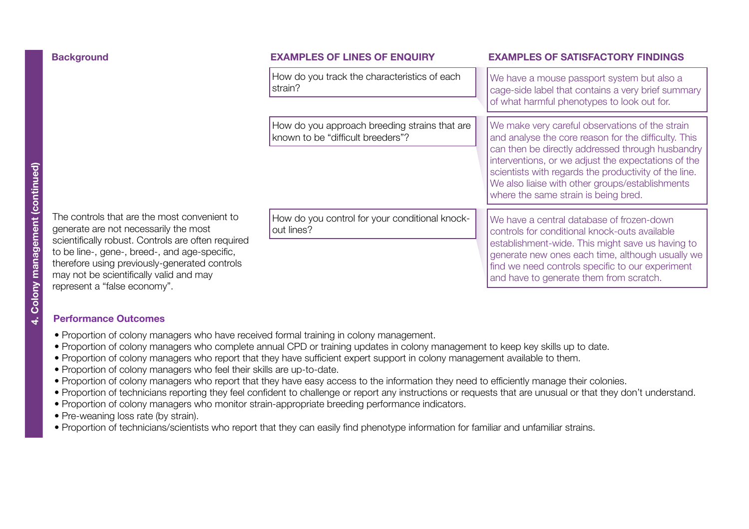## Background

| Background | EXAMPLES OF LINES OF ENQUIRY | EXAMPLES OF SATISFACTORY FINDINGS |
|---|---|---|
| | How do you track the characteristics of each strain? | We have a mouse passport system but also a cage-side label that contains a very brief summary of what harmful phenotypes to look out for. |
| | How do you approach breeding strains that are known to be "difficult breeders"? | We make very careful observations of the strain and analyse the core reason for the difficulty. This can then be directly addressed through husbandry interventions, or we adjust the expectations of the scientists with regards the productivity of the line. We also liaise with other groups/establishments where the same strain is being bred. |
| The controls that are the most convenient to generate are not necessarily the most scientifically robust. Controls are often required to be line-, gene-, breed-, and age-specific, therefore using previously-generated controls may not be scientifically valid and may represent a "false economy". | How do you control for your conditional knock-out lines? | We have a central database of frozen-down controls for conditional knock-outs available establishment-wide. This might save us having to generate new ones each time, although usually we find we need controls specific to our experiment and have to generate them from scratch. |

## Performance Outcomes

- Proportion of colony managers who have received formal training in colony management.
- Proportion of colony managers who complete annual CPD or training updates in colony management to keep key skills up to date.
- Proportion of colony managers who report that they have sufficient expert support in colony management available to them.
- Proportion of colony managers who feel their skills are up-to-date.
- Proportion of colony managers who report that they have easy access to the information they need to efficiently manage their colonies.
- Proportion of technicians reporting they feel confident to challenge or report any instructions or requests that are unusual or that they don't understand.
- Proportion of colony managers who monitor strain-appropriate breeding performance indicators.
- Pre-weaning loss rate (by strain).
- Proportion of technicians/scientists who report that they can easily find phenotype information for familiar and unfamiliar strains.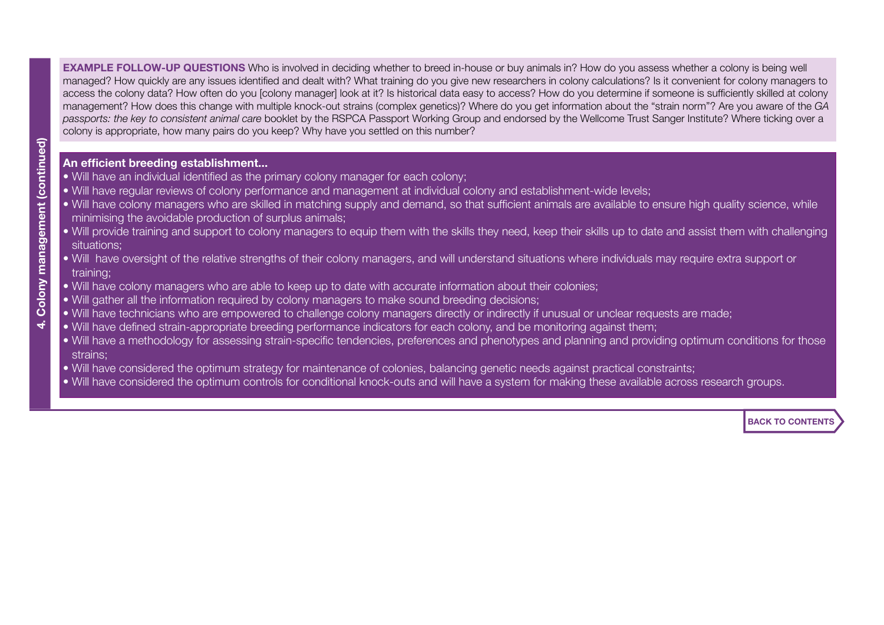**EXAMPLE FOLLOW-UP QUESTIONS** Who is involved in deciding whether to breed in-house or buy animals in? How do you assess whether a colony is being well managed? How quickly are any issues identified and dealt with? What training do you give new researchers in colony calculations? Is it convenient for colony managers to access the colony data? How often do you [colony manager] look at it? Is historical data easy to access? How do you determine if someone is sufficiently skilled at colony management? How does this change with multiple knock-out strains (complex genetics)? Where do you get information about the "strain norm"? Are you aware of the *GA passports: the key to consistent animal care* booklet by the RSPCA Passport Working Group and endorsed by the Wellcome Trust Sanger Institute? Where ticking over a colony is appropriate, how many pairs do you keep? Why have you settled on this number?

**An efficient breeding establishment...**

- Will have an individual identified as the primary colony manager for each colony;
- Will have regular reviews of colony performance and management at individual colony and establishment-wide levels;
- Will have colony managers who are skilled in matching supply and demand, so that sufficient animals are available to ensure high quality science, while minimising the avoidable production of surplus animals;
- Will provide training and support to colony managers to equip them with the skills they need, keep their skills up to date and assist them with challenging situations;
- Will have oversight of the relative strengths of their colony managers, and will understand situations where individuals may require extra support or training;
- Will have colony managers who are able to keep up to date with accurate information about their colonies;
- Will gather all the information required by colony managers to make sound breeding decisions;
- Will have technicians who are empowered to challenge colony managers directly or indirectly if unusual or unclear requests are made;
- Will have defined strain-appropriate breeding performance indicators for each colony, and be monitoring against them;
- Will have a methodology for assessing strain-specific tendencies, preferences and phenotypes and planning and providing optimum conditions for those strains;
- Will have considered the optimum strategy for maintenance of colonies, balancing genetic needs against practical constraints;
- Will have considered the optimum controls for conditional knock-outs and will have a system for making these available across research groups.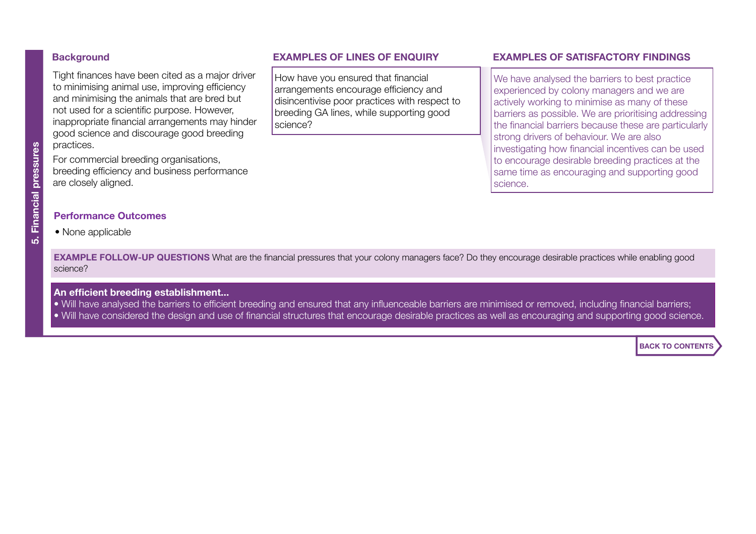## 5. Financial pressures

### Background

Tight finances have been cited as a major driver to minimising animal use, improving efficiency and minimising the animals that are bred but not used for a scientific purpose. However, inappropriate financial arrangements may hinder good science and discourage good breeding practices.

For commercial breeding organisations, breeding efficiency and business performance are closely aligned.

### EXAMPLES OF LINES OF ENQUIRY

How have you ensured that financial arrangements encourage efficiency and disincentivise poor practices with respect to breeding GA lines, while supporting good science?

### EXAMPLES OF SATISFACTORY FINDINGS

We have analysed the barriers to best practice experienced by colony managers and we are actively working to minimise as many of these barriers as possible. We are prioritising addressing the financial barriers because these are particularly strong drivers of behaviour. We are also investigating how financial incentives can be used to encourage desirable breeding practices at the same time as encouraging and supporting good science.

### Performance Outcomes

- None applicable

**EXAMPLE FOLLOW-UP QUESTIONS** What are the financial pressures that your colony managers face? Do they encourage desirable practices while enabling good science?

**An efficient breeding establishment...**

- Will have analysed the barriers to efficient breeding and ensured that any influenceable barriers are minimised or removed, including financial barriers;
- Will have considered the design and use of financial structures that encourage desirable practices as well as encouraging and supporting good science.

BACK TO CONTENTS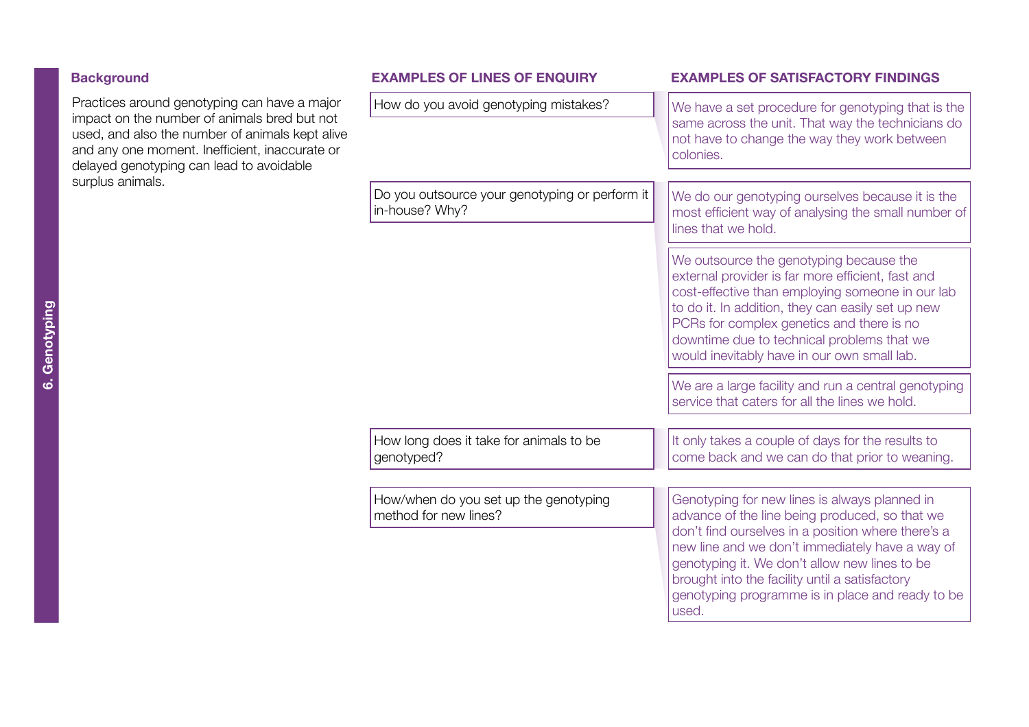## 6. Genotyping

### Background

Practices around genotyping can have a major impact on the number of animals bred but not used, and also the number of animals kept alive and any one moment. Inefficient, inaccurate or delayed genotyping can lead to avoidable surplus animals.

| EXAMPLES OF LINES OF ENQUIRY | EXAMPLES OF SATISFACTORY FINDINGS |
|---|---|
| How do you avoid genotyping mistakes? | We have a set procedure for genotyping that is the same across the unit. That way the technicians do not have to change the way they work between colonies. |
| Do you outsource your genotyping or perform it in-house? Why? | We do our genotyping ourselves because it is the most efficient way of analysing the small number of lines that we hold. |
| | We outsource the genotyping because the external provider is far more efficient, fast and cost-effective than employing someone in our lab to do it. In addition, they can easily set up new PCRs for complex genetics and there is no downtime due to technical problems that we would inevitably have in our own small lab. |
| | We are a large facility and run a central genotyping service that caters for all the lines we hold. |
| How long does it take for animals to be genotyped? | It only takes a couple of days for the results to come back and we can do that prior to weaning. |
| How/when do you set up the genotyping method for new lines? | Genotyping for new lines is always planned in advance of the line being produced, so that we don't find ourselves in a position where there's a new line and we don't immediately have a way of genotyping it. We don't allow new lines to be brought into the facility until a satisfactory genotyping programme is in place and ready to be used. |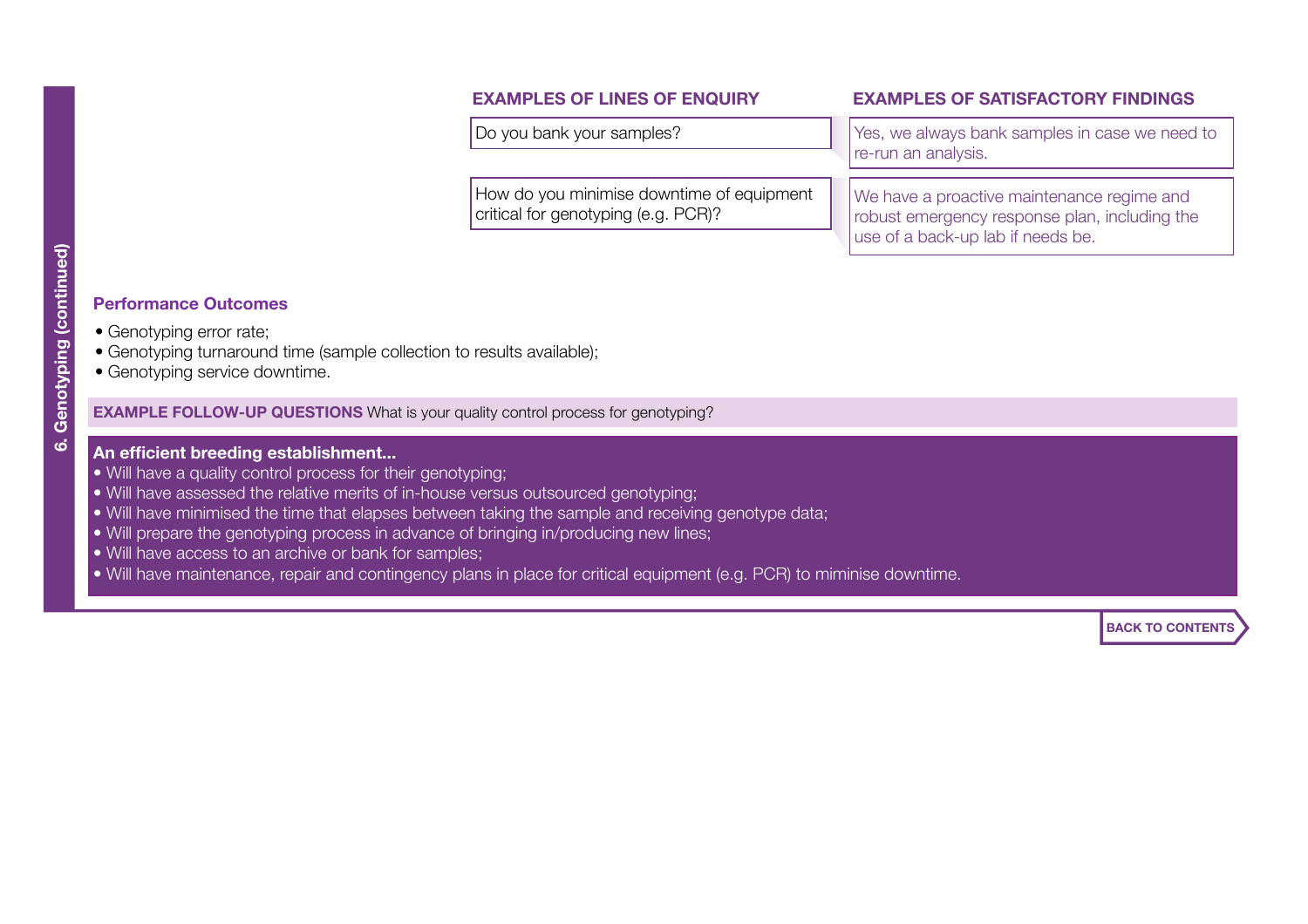## 6. Genotyping (continued)

| EXAMPLES OF LINES OF ENQUIRY | EXAMPLES OF SATISFACTORY FINDINGS |
| --- | --- |
| Do you bank your samples? | Yes, we always bank samples in case we need to re-run an analysis. |
| How do you minimise downtime of equipment critical for genotyping (e.g. PCR)? | We have a proactive maintenance regime and robust emergency response plan, including the use of a back-up lab if needs be. |

### Performance Outcomes

- Genotyping error rate;
- Genotyping turnaround time (sample collection to results available);
- Genotyping service downtime.

**EXAMPLE FOLLOW-UP QUESTIONS** What is your quality control process for genotyping?

**An efficient breeding establishment...**

- Will have a quality control process for their genotyping;
- Will have assessed the relative merits of in-house versus outsourced genotyping;
- Will have minimised the time that elapses between taking the sample and receiving genotype data;
- Will prepare the genotyping process in advance of bringing in/producing new lines;
- Will have access to an archive or bank for samples;
- Will have maintenance, repair and contingency plans in place for critical equipment (e.g. PCR) to miminise downtime.

BACK TO CONTENTS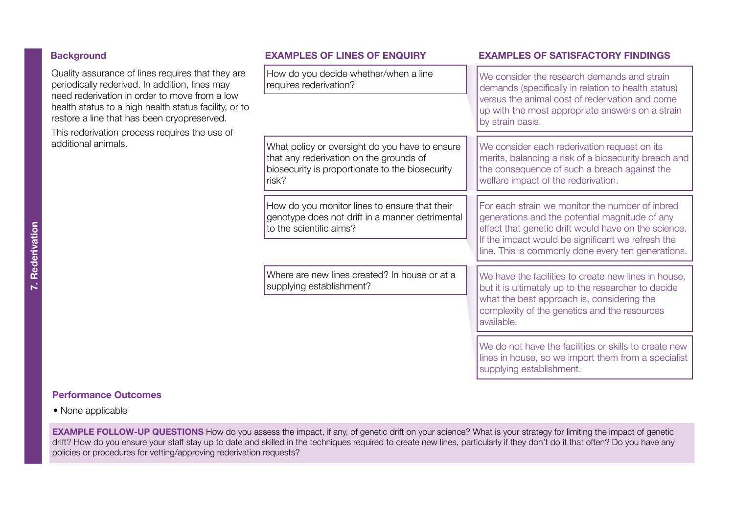## 7. Rederivation

### Background

Quality assurance of lines requires that they are periodically rederived. In addition, lines may need rederivation in order to move from a low health status to a high health status facility, or to restore a line that has been cryopreserved.

This rederivation process requires the use of additional animals.

| EXAMPLES OF LINES OF ENQUIRY | EXAMPLES OF SATISFACTORY FINDINGS |
| --- | --- |
| How do you decide whether/when a line requires rederivation? | We consider the research demands and strain demands (specifically in relation to health status) versus the animal cost of rederivation and come up with the most appropriate answers on a strain by strain basis. |
| What policy or oversight do you have to ensure that any rederivation on the grounds of biosecurity is proportionate to the biosecurity risk? | We consider each rederivation request on its merits, balancing a risk of a biosecurity breach and the consequence of such a breach against the welfare impact of the rederivation. |
| How do you monitor lines to ensure that their genotype does not drift in a manner detrimental to the scientific aims? | For each strain we monitor the number of inbred generations and the potential magnitude of any effect that genetic drift would have on the science. If the impact would be significant we refresh the line. This is commonly done every ten generations. |
| Where are new lines created? In house or at a supplying establishment? | We have the facilities to create new lines in house, but it is ultimately up to the researcher to decide what the best approach is, considering the complexity of the genetics and the resources available. |
| | We do not have the facilities or skills to create new lines in house, so we import them from a specialist supplying establishment. |

### Performance Outcomes

- None applicable

**EXAMPLE FOLLOW-UP QUESTIONS** How do you assess the impact, if any, of genetic drift on your science? What is your strategy for limiting the impact of genetic drift? How do you ensure your staff stay up to date and skilled in the techniques required to create new lines, particularly if they don't do it that often? Do you have any policies or procedures for vetting/approving rederivation requests?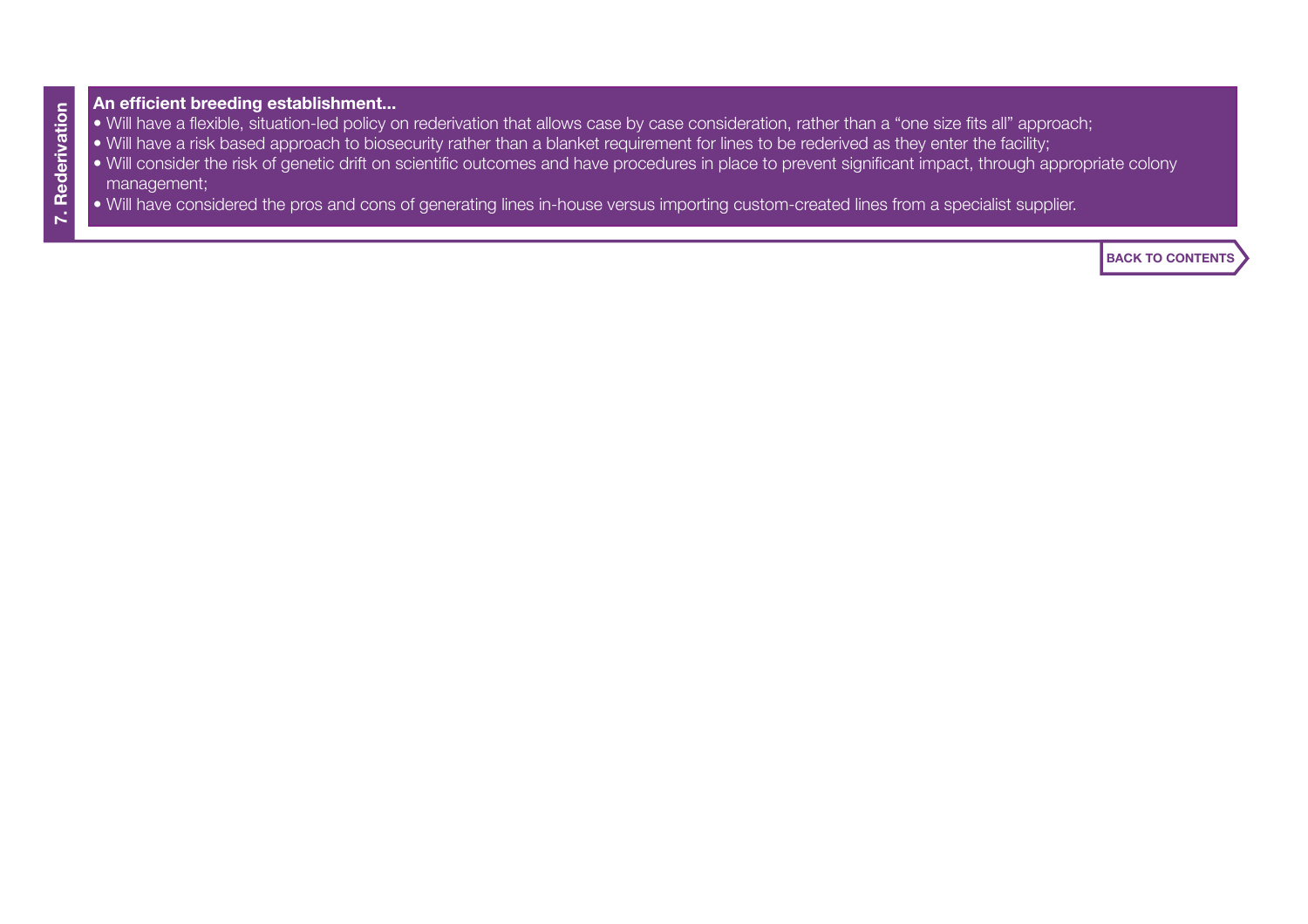**An efficient breeding establishment...**

- Will have a flexible, situation-led policy on rederivation that allows case by case consideration, rather than a “one size fits all” approach;
- Will have a risk based approach to biosecurity rather than a blanket requirement for lines to be rederived as they enter the facility;
- Will consider the risk of genetic drift on scientific outcomes and have procedures in place to prevent significant impact, through appropriate colony management;
- Will have considered the pros and cons of generating lines in-house versus importing custom-created lines from a specialist supplier.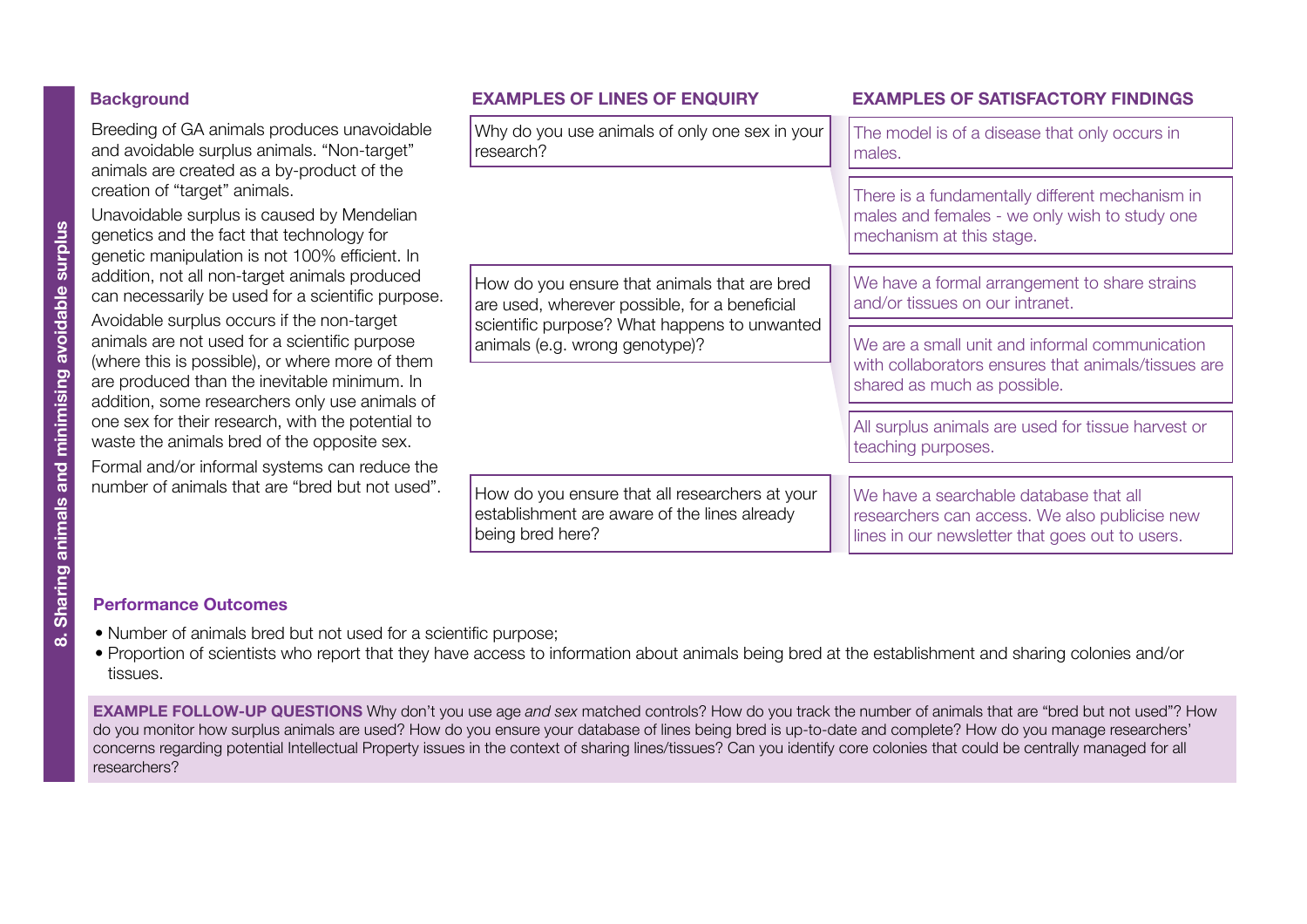# 8. Sharing animals and minimising avoidable surplus

## Background

Breeding of GA animals produces unavoidable and avoidable surplus animals. "Non-target" animals are created as a by-product of the creation of "target" animals.

Unavoidable surplus is caused by Mendelian genetics and the fact that technology for genetic manipulation is not 100% efficient. In addition, not all non-target animals produced can necessarily be used for a scientific purpose.

Avoidable surplus occurs if the non-target animals are not used for a scientific purpose (where this is possible), or where more of them are produced than the inevitable minimum. In addition, some researchers only use animals of one sex for their research, with the potential to waste the animals bred of the opposite sex.

Formal and/or informal systems can reduce the number of animals that are "bred but not used".

| EXAMPLES OF LINES OF ENQUIRY | EXAMPLES OF SATISFACTORY FINDINGS |
| --- | --- |
| Why do you use animals of only one sex in your research? | The model is of a disease that only occurs in males. |
| | There is a fundamentally different mechanism in males and females - we only wish to study one mechanism at this stage. |
| How do you ensure that animals that are bred are used, wherever possible, for a beneficial scientific purpose? What happens to unwanted animals (e.g. wrong genotype)? | We have a formal arrangement to share strains and/or tissues on our intranet. |
| | We are a small unit and informal communication with collaborators ensures that animals/tissues are shared as much as possible. |
| | All surplus animals are used for tissue harvest or teaching purposes. |
| How do you ensure that all researchers at your establishment are aware of the lines already being bred here? | We have a searchable database that all researchers can access. We also publicise new lines in our newsletter that goes out to users. |

## Performance Outcomes

- Number of animals bred but not used for a scientific purpose;
- Proportion of scientists who report that they have access to information about animals being bred at the establishment and sharing colonies and/or tissues.

**EXAMPLE FOLLOW-UP QUESTIONS** Why don't you use age *and sex* matched controls? How do you track the number of animals that are "bred but not used"? How do you monitor how surplus animals are used? How do you ensure your database of lines being bred is up-to-date and complete? How do you manage researchers' concerns regarding potential Intellectual Property issues in the context of sharing lines/tissues? Can you identify core colonies that could be centrally managed for all researchers?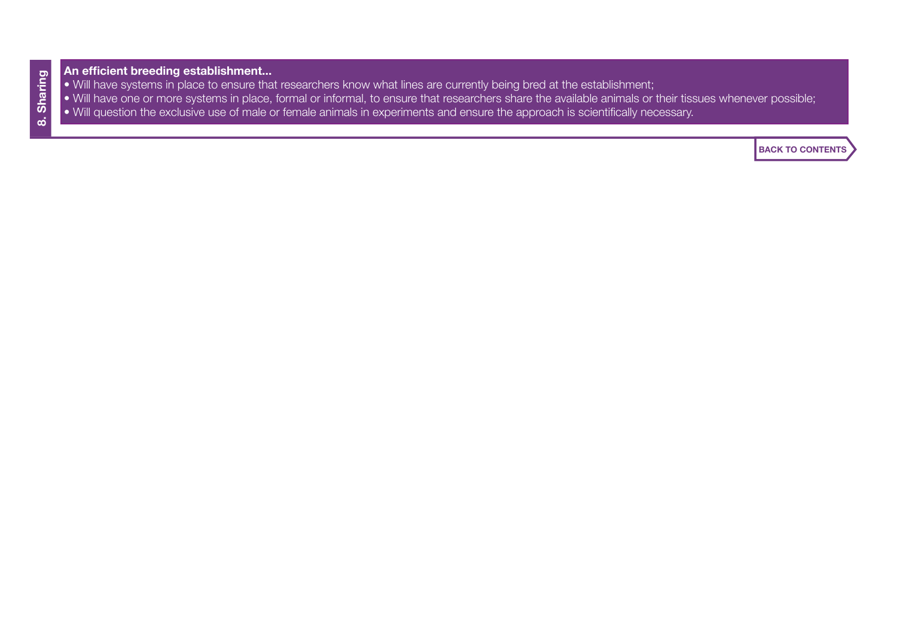**8. Sharing**

**An efficient breeding establishment...**

- Will have systems in place to ensure that researchers know what lines are currently being bred at the establishment;
- Will have one or more systems in place, formal or informal, to ensure that researchers share the available animals or their tissues whenever possible;
- Will question the exclusive use of male or female animals in experiments and ensure the approach is scientifically necessary.

BACK TO CONTENTS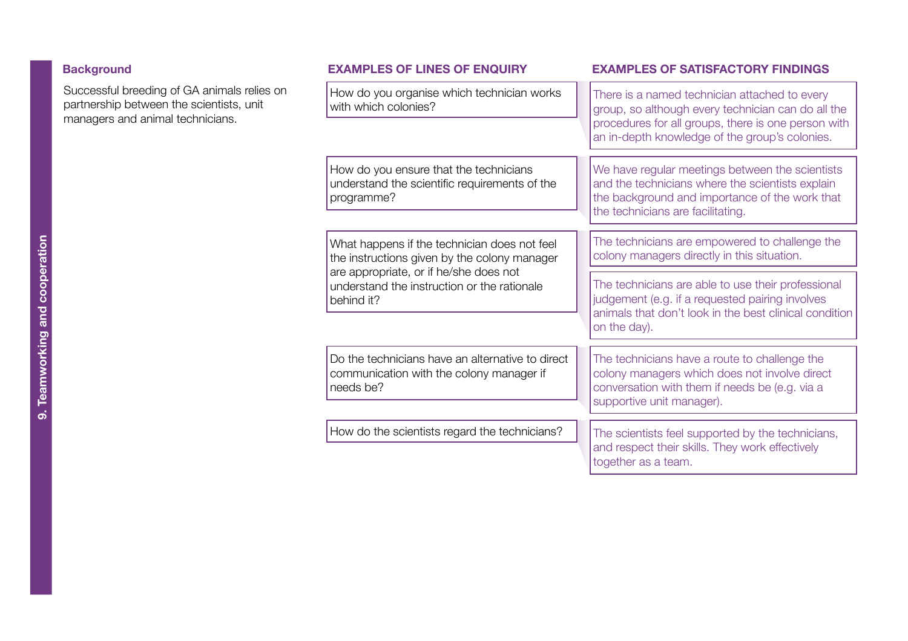## 9. Teamworking and cooperation

### Background

Successful breeding of GA animals relies on partnership between the scientists, unit managers and animal technicians.

| EXAMPLES OF LINES OF ENQUIRY | EXAMPLES OF SATISFACTORY FINDINGS |
| --- | --- |
| How do you organise which technician works with which colonies? | There is a named technician attached to every group, so although every technician can do all the procedures for all groups, there is one person with an in-depth knowledge of the group's colonies. |
| How do you ensure that the technicians understand the scientific requirements of the programme? | We have regular meetings between the scientists and the technicians where the scientists explain the background and importance of the work that the technicians are facilitating. |
| What happens if the technician does not feel the instructions given by the colony manager are appropriate, or if he/she does not understand the instruction or the rationale behind it? | The technicians are empowered to challenge the colony managers directly in this situation. |
| | The technicians are able to use their professional judgement (e.g. if a requested pairing involves animals that don't look in the best clinical condition on the day). |
| Do the technicians have an alternative to direct communication with the colony manager if needs be? | The technicians have a route to challenge the colony managers which does not involve direct conversation with them if needs be (e.g. via a supportive unit manager). |
| How do the scientists regard the technicians? | The scientists feel supported by the technicians, and respect their skills. They work effectively together as a team. |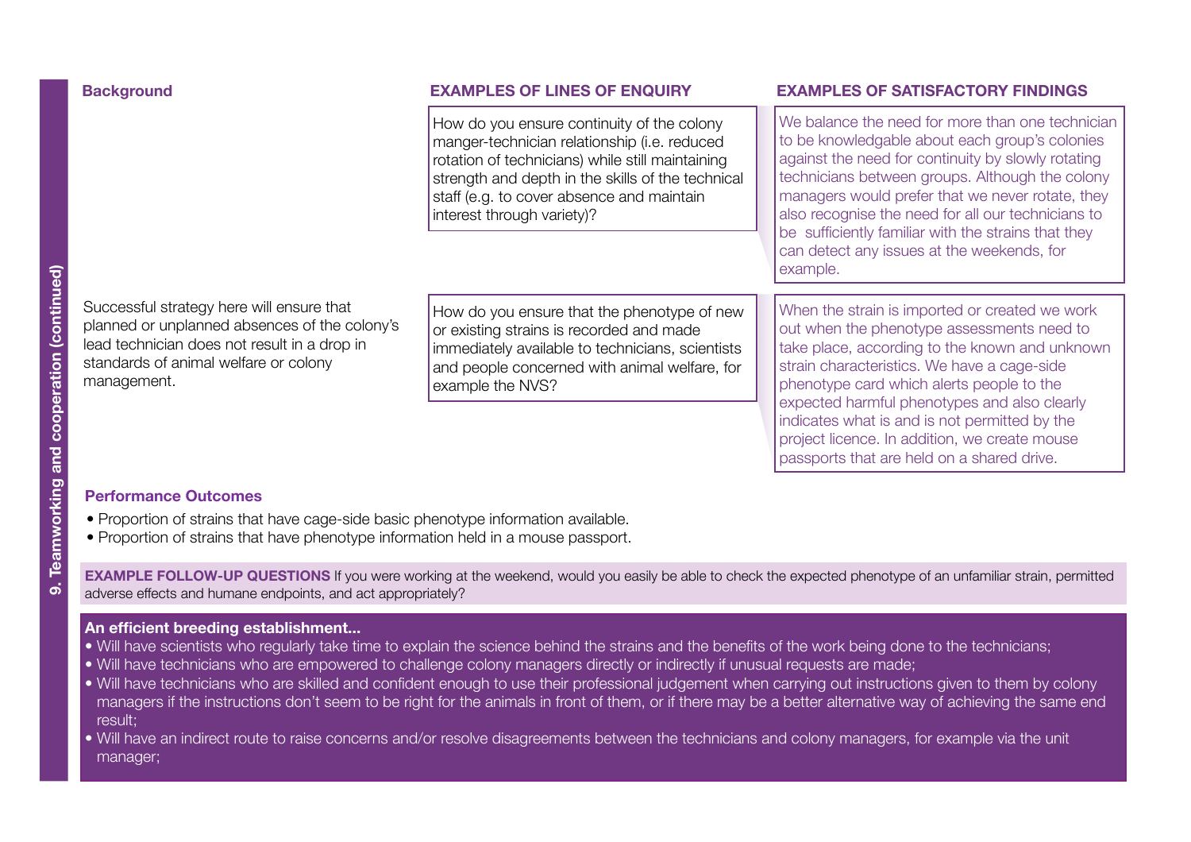## 9. Teamworking and cooperation (continued)

| Background | EXAMPLES OF LINES OF ENQUIRY | EXAMPLES OF SATISFACTORY FINDINGS |
|---|---|---|
| Successful strategy here will ensure that planned or unplanned absences of the colony's lead technician does not result in a drop in standards of animal welfare or colony management. | How do you ensure continuity of the colony manger-technician relationship (i.e. reduced rotation of technicians) while still maintaining strength and depth in the skills of the technical staff (e.g. to cover absence and maintain interest through variety)? | We balance the need for more than one technician to be knowledgable about each group's colonies against the need for continuity by slowly rotating technicians between groups. Although the colony managers would prefer that we never rotate, they also recognise the need for all our technicians to be sufficiently familiar with the strains that they can detect any issues at the weekends, for example. |
| | How do you ensure that the phenotype of new or existing strains is recorded and made immediately available to technicians, scientists and people concerned with animal welfare, for example the NVS? | When the strain is imported or created we work out when the phenotype assessments need to take place, according to the known and unknown strain characteristics. We have a cage-side phenotype card which alerts people to the expected harmful phenotypes and also clearly indicates what is and is not permitted by the project licence. In addition, we create mouse passports that are held on a shared drive. |

### Performance Outcomes

- Proportion of strains that have cage-side basic phenotype information available.
- Proportion of strains that have phenotype information held in a mouse passport.

**EXAMPLE FOLLOW-UP QUESTIONS** If you were working at the weekend, would you easily be able to check the expected phenotype of an unfamiliar strain, permitted adverse effects and humane endpoints, and act appropriately?

**An efficient breeding establishment...**

- Will have scientists who regularly take time to explain the science behind the strains and the benefits of the work being done to the technicians;
- Will have technicians who are empowered to challenge colony managers directly or indirectly if unusual requests are made;
- Will have technicians who are skilled and confident enough to use their professional judgement when carrying out instructions given to them by colony managers if the instructions don't seem to be right for the animals in front of them, or if there may be a better alternative way of achieving the same end result;
- Will have an indirect route to raise concerns and/or resolve disagreements between the technicians and colony managers, for example via the unit manager;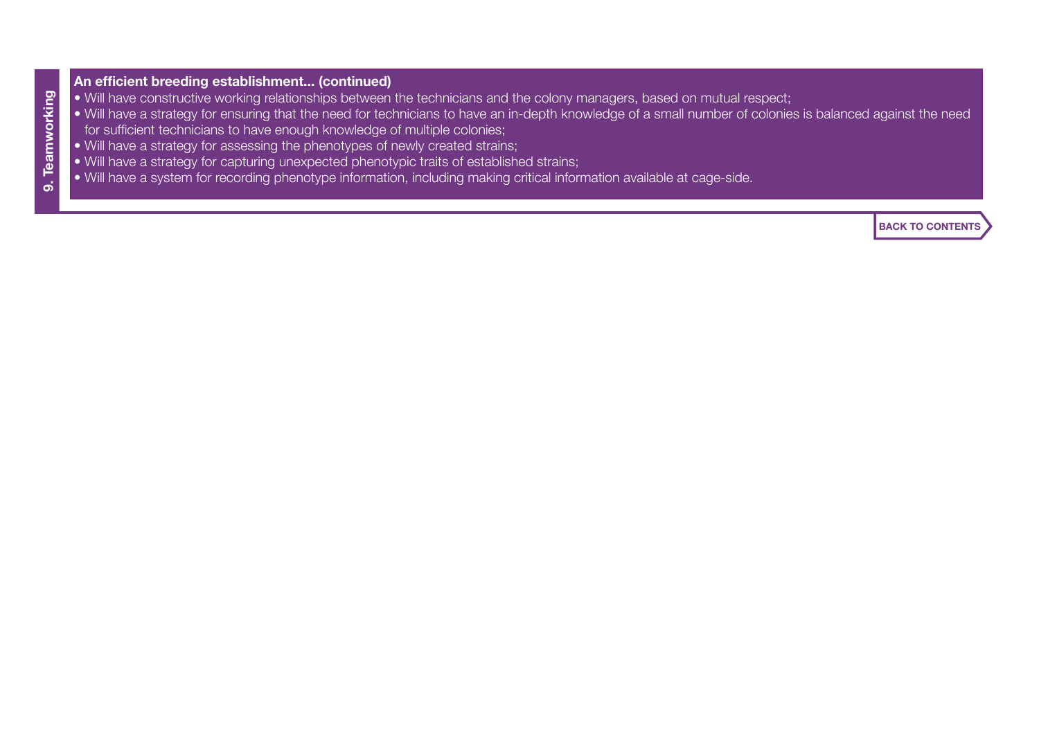**An efficient breeding establishment... (continued)**

- Will have constructive working relationships between the technicians and the colony managers, based on mutual respect;
- Will have a strategy for ensuring that the need for technicians to have an in-depth knowledge of a small number of colonies is balanced against the need for sufficient technicians to have enough knowledge of multiple colonies;
- Will have a strategy for assessing the phenotypes of newly created strains;
- Will have a strategy for capturing unexpected phenotypic traits of established strains;
- Will have a system for recording phenotype information, including making critical information available at cage-side.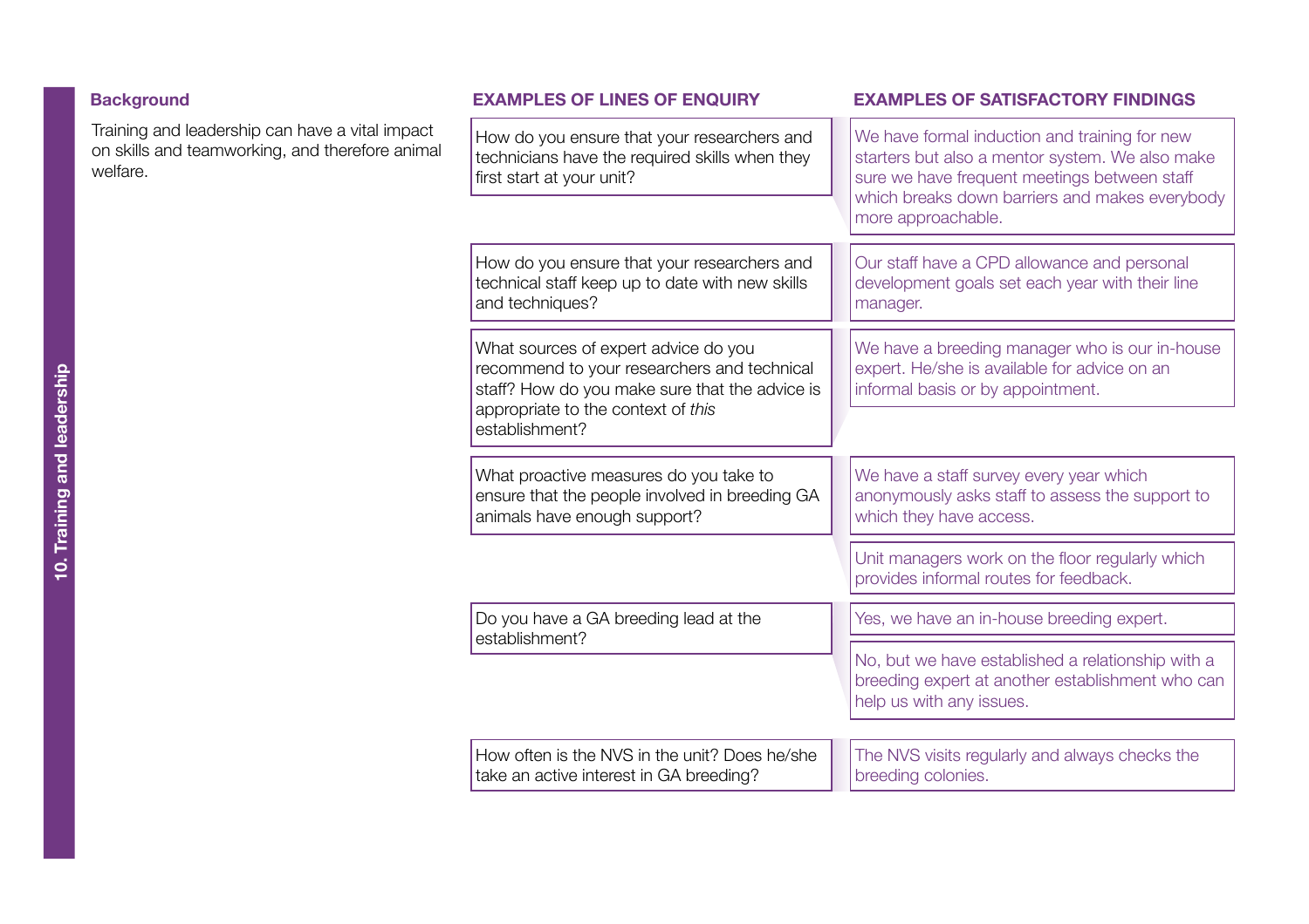## 10. Training and leadership

### Background

Training and leadership can have a vital impact on skills and teamworking, and therefore animal welfare.

| EXAMPLES OF LINES OF ENQUIRY | EXAMPLES OF SATISFACTORY FINDINGS |
| --- | --- |
| How do you ensure that your researchers and technicians have the required skills when they first start at your unit? | We have formal induction and training for new starters but also a mentor system. We also make sure we have frequent meetings between staff which breaks down barriers and makes everybody more approachable. |
| How do you ensure that your researchers and technical staff keep up to date with new skills and techniques? | Our staff have a CPD allowance and personal development goals set each year with their line manager. |
| What sources of expert advice do you recommend to your researchers and technical staff? How do you make sure that the advice is appropriate to the context of *this* establishment? | We have a breeding manager who is our in-house expert. He/she is available for advice on an informal basis or by appointment. |
| What proactive measures do you take to ensure that the people involved in breeding GA animals have enough support? | We have a staff survey every year which anonymously asks staff to assess the support to which they have access. |
| | Unit managers work on the floor regularly which provides informal routes for feedback. |
| Do you have a GA breeding lead at the establishment? | Yes, we have an in-house breeding expert. |
| | No, but we have established a relationship with a breeding expert at another establishment who can help us with any issues. |
| How often is the NVS in the unit? Does he/she take an active interest in GA breeding? | The NVS visits regularly and always checks the breeding colonies. |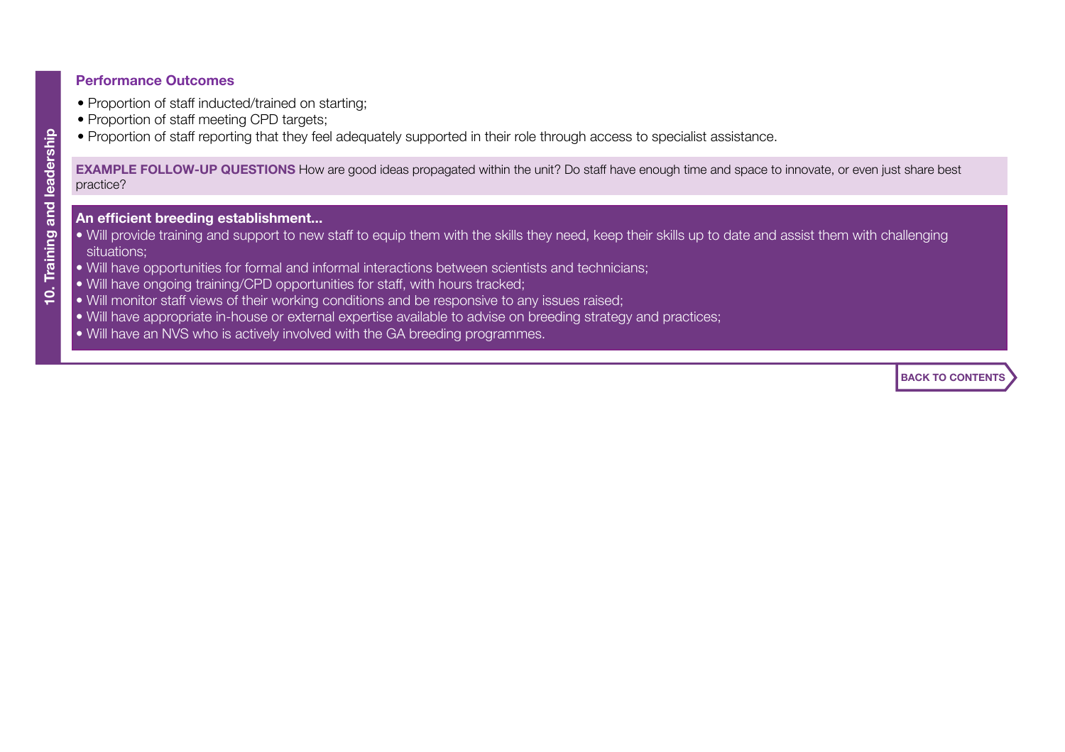### Performance Outcomes

- Proportion of staff inducted/trained on starting;
- Proportion of staff meeting CPD targets;
- Proportion of staff reporting that they feel adequately supported in their role through access to specialist assistance.

**EXAMPLE FOLLOW-UP QUESTIONS** How are good ideas propagated within the unit? Do staff have enough time and space to innovate, or even just share best practice?

**An efficient breeding establishment...**

- Will provide training and support to new staff to equip them with the skills they need, keep their skills up to date and assist them with challenging situations;
- Will have opportunities for formal and informal interactions between scientists and technicians;
- Will have ongoing training/CPD opportunities for staff, with hours tracked;
- Will monitor staff views of their working conditions and be responsive to any issues raised;
- Will have appropriate in-house or external expertise available to advise on breeding strategy and practices;
- Will have an NVS who is actively involved with the GA breeding programmes.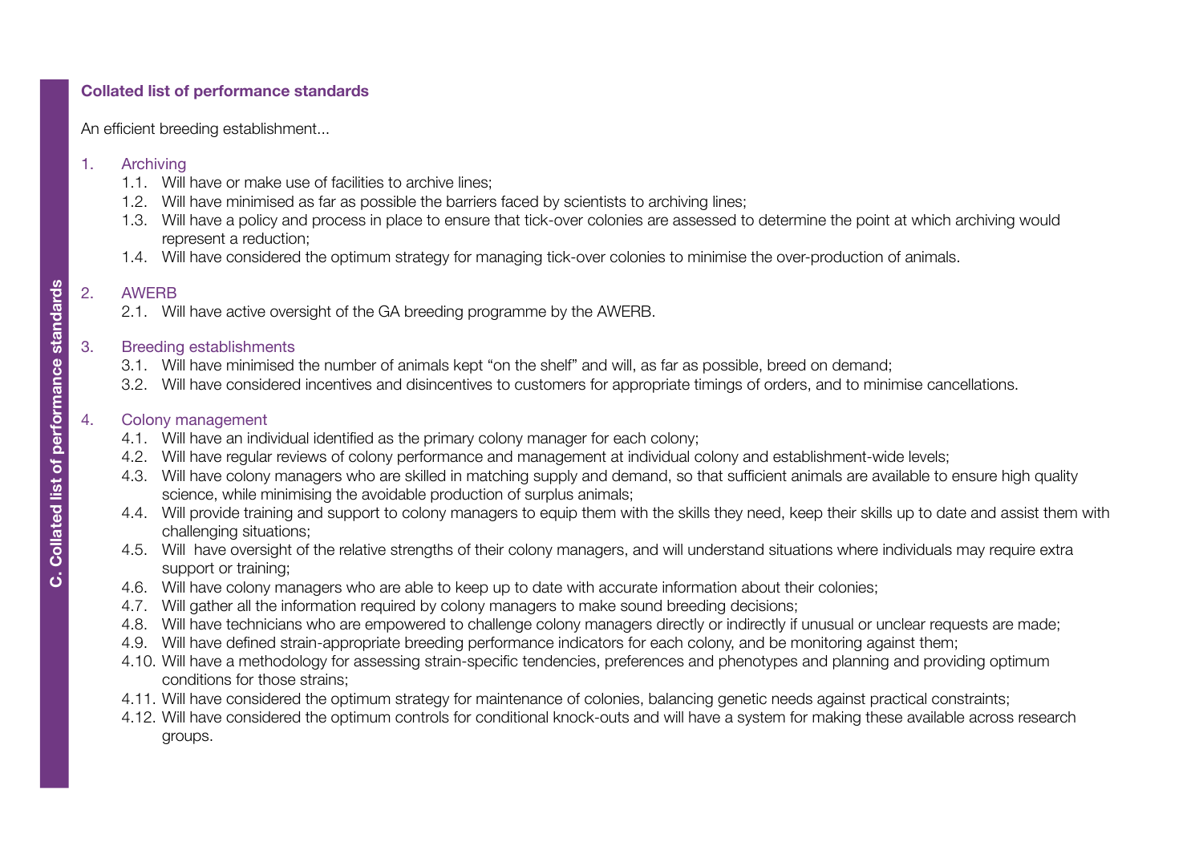## Collated list of performance standards

An efficient breeding establishment...

1. Archiving
   1.1. Will have or make use of facilities to archive lines;
   1.2. Will have minimised as far as possible the barriers faced by scientists to archiving lines;
   1.3. Will have a policy and process in place to ensure that tick-over colonies are assessed to determine the point at which archiving would represent a reduction;
   1.4. Will have considered the optimum strategy for managing tick-over colonies to minimise the over-production of animals.

2. AWERB
   2.1. Will have active oversight of the GA breeding programme by the AWERB.

3. Breeding establishments
   3.1. Will have minimised the number of animals kept "on the shelf" and will, as far as possible, breed on demand;
   3.2. Will have considered incentives and disincentives to customers for appropriate timings of orders, and to minimise cancellations.

4. Colony management
   4.1. Will have an individual identified as the primary colony manager for each colony;
   4.2. Will have regular reviews of colony performance and management at individual colony and establishment-wide levels;
   4.3. Will have colony managers who are skilled in matching supply and demand, so that sufficient animals are available to ensure high quality science, while minimising the avoidable production of surplus animals;
   4.4. Will provide training and support to colony managers to equip them with the skills they need, keep their skills up to date and assist them with challenging situations;
   4.5. Will have oversight of the relative strengths of their colony managers, and will understand situations where individuals may require extra support or training;
   4.6. Will have colony managers who are able to keep up to date with accurate information about their colonies;
   4.7. Will gather all the information required by colony managers to make sound breeding decisions;
   4.8. Will have technicians who are empowered to challenge colony managers directly or indirectly if unusual or unclear requests are made;
   4.9. Will have defined strain-appropriate breeding performance indicators for each colony, and be monitoring against them;
   4.10. Will have a methodology for assessing strain-specific tendencies, preferences and phenotypes and planning and providing optimum conditions for those strains;
   4.11. Will have considered the optimum strategy for maintenance of colonies, balancing genetic needs against practical constraints;
   4.12. Will have considered the optimum controls for conditional knock-outs and will have a system for making these available across research groups.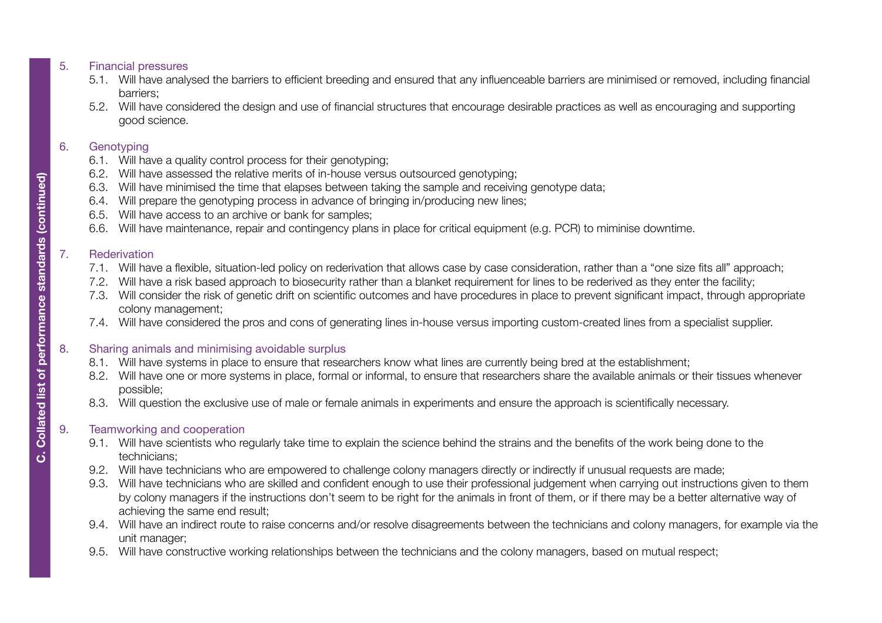5. Financial pressures
    - 5.1. Will have analysed the barriers to efficient breeding and ensured that any influenceable barriers are minimised or removed, including financial barriers;
    - 5.2. Will have considered the design and use of financial structures that encourage desirable practices as well as encouraging and supporting good science.

6. Genotyping
    - 6.1. Will have a quality control process for their genotyping;
    - 6.2. Will have assessed the relative merits of in-house versus outsourced genotyping;
    - 6.3. Will have minimised the time that elapses between taking the sample and receiving genotype data;
    - 6.4. Will prepare the genotyping process in advance of bringing in/producing new lines;
    - 6.5. Will have access to an archive or bank for samples;
    - 6.6. Will have maintenance, repair and contingency plans in place for critical equipment (e.g. PCR) to miminise downtime.

7. Rederivation
    - 7.1. Will have a flexible, situation-led policy on rederivation that allows case by case consideration, rather than a "one size fits all" approach;
    - 7.2. Will have a risk based approach to biosecurity rather than a blanket requirement for lines to be rederived as they enter the facility;
    - 7.3. Will consider the risk of genetic drift on scientific outcomes and have procedures in place to prevent significant impact, through appropriate colony management;
    - 7.4. Will have considered the pros and cons of generating lines in-house versus importing custom-created lines from a specialist supplier.

8. Sharing animals and minimising avoidable surplus
    - 8.1. Will have systems in place to ensure that researchers know what lines are currently being bred at the establishment;
    - 8.2. Will have one or more systems in place, formal or informal, to ensure that researchers share the available animals or their tissues whenever possible;
    - 8.3. Will question the exclusive use of male or female animals in experiments and ensure the approach is scientifically necessary.

9. Teamworking and cooperation
    - 9.1. Will have scientists who regularly take time to explain the science behind the strains and the benefits of the work being done to the technicians;
    - 9.2. Will have technicians who are empowered to challenge colony managers directly or indirectly if unusual requests are made;
    - 9.3. Will have technicians who are skilled and confident enough to use their professional judgement when carrying out instructions given to them by colony managers if the instructions don't seem to be right for the animals in front of them, or if there may be a better alternative way of achieving the same end result;
    - 9.4. Will have an indirect route to raise concerns and/or resolve disagreements between the technicians and colony managers, for example via the unit manager;
    - 9.5. Will have constructive working relationships between the technicians and the colony managers, based on mutual respect;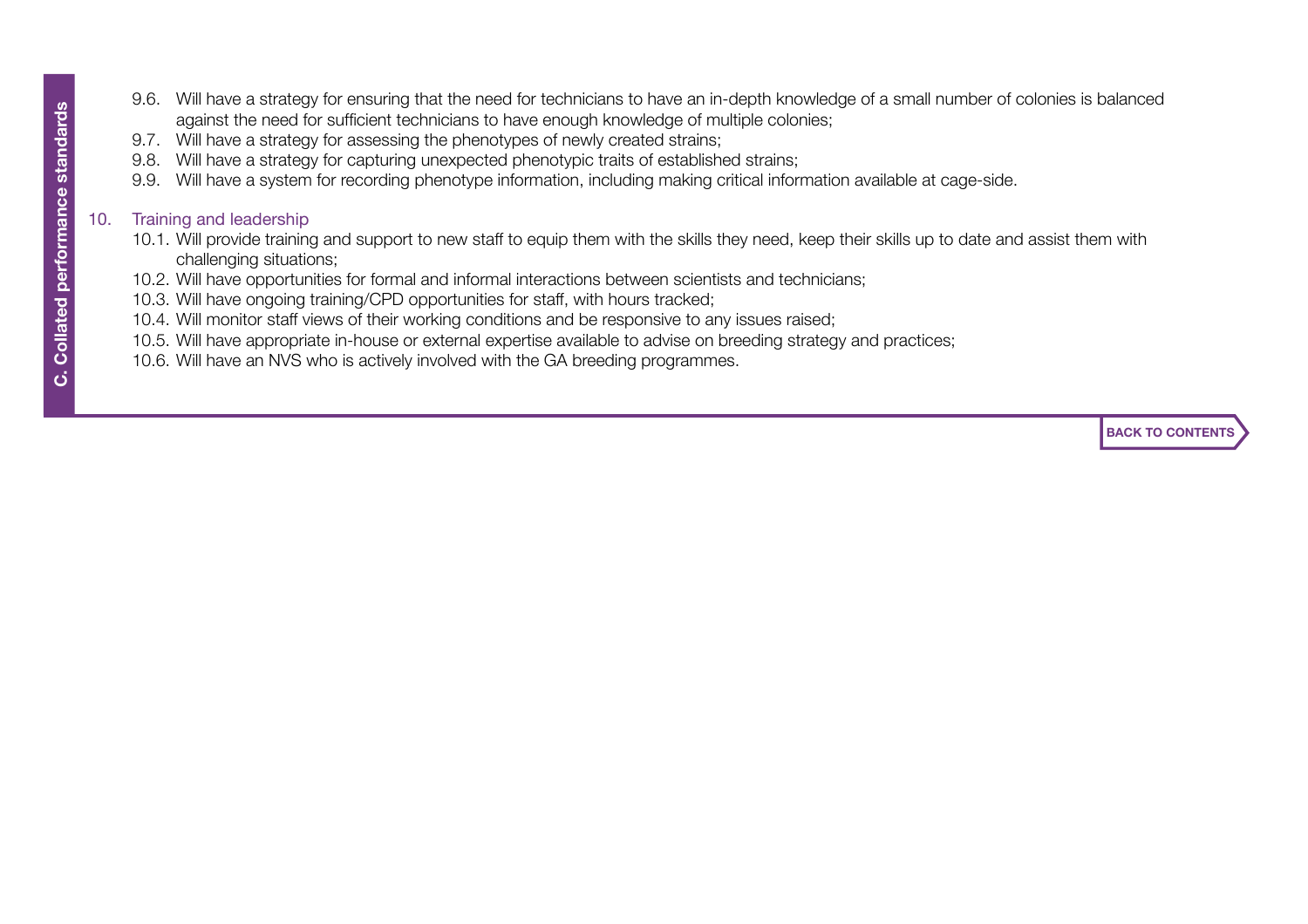9.6. Will have a strategy for ensuring that the need for technicians to have an in-depth knowledge of a small number of colonies is balanced against the need for sufficient technicians to have enough knowledge of multiple colonies;

9.7. Will have a strategy for assessing the phenotypes of newly created strains;

9.8. Will have a strategy for capturing unexpected phenotypic traits of established strains;

9.9. Will have a system for recording phenotype information, including making critical information available at cage-side.

## 10. Training and leadership

10.1. Will provide training and support to new staff to equip them with the skills they need, keep their skills up to date and assist them with challenging situations;

10.2. Will have opportunities for formal and informal interactions between scientists and technicians;

10.3. Will have ongoing training/CPD opportunities for staff, with hours tracked;

10.4. Will monitor staff views of their working conditions and be responsive to any issues raised;

10.5. Will have appropriate in-house or external expertise available to advise on breeding strategy and practices;

10.6. Will have an NVS who is actively involved with the GA breeding programmes.